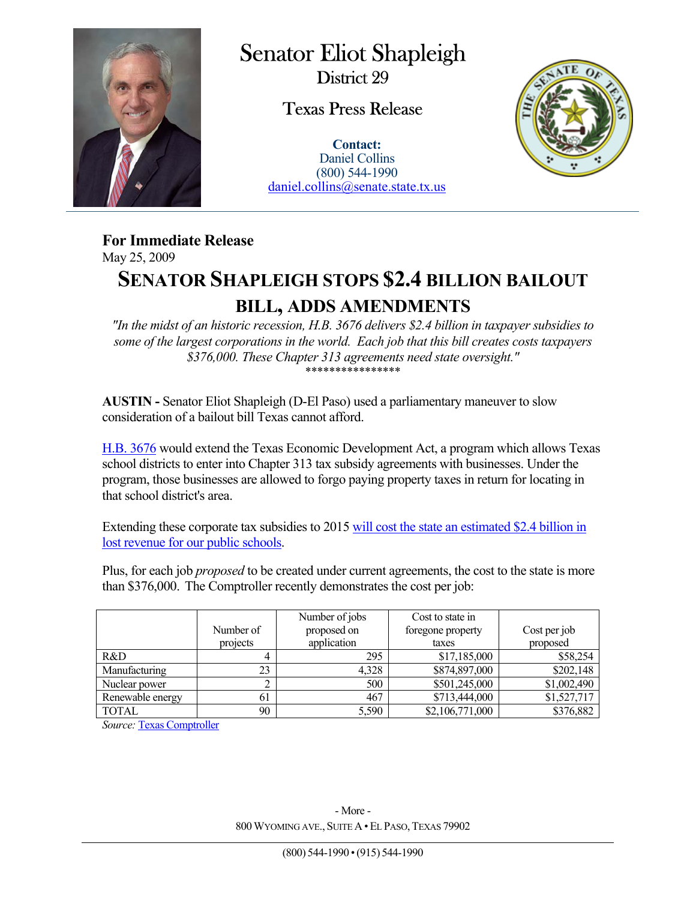# Senator Eliot Shapleigh

District 29

Texas Press Release

**Contact:**
Daniel Collins
(800) 544-1990
daniel.collins@senate.state.tx.us

**For Immediate Release**
May 25, 2009

## SENATOR SHAPLEIGH STOPS $2.4 BILLION BAILOUT BILL, ADDS AMENDMENTS

*"In the midst of an historic recession, H.B. 3676 delivers $2.4 billion in taxpayer subsidies to some of the largest corporations in the world. Each job that this bill creates costs taxpayers $376,000. These Chapter 313 agreements need state oversight."*

\*\*\*\*\*\*\*\*\*\*\*\*\*\*\*\*

**AUSTIN -** Senator Eliot Shapleigh (D-El Paso) used a parliamentary maneuver to slow consideration of a bailout bill Texas cannot afford.

H.B. 3676 would extend the Texas Economic Development Act, a program which allows Texas school districts to enter into Chapter 313 tax subsidy agreements with businesses. Under the program, those businesses are allowed to forgo paying property taxes in return for locating in that school district's area.

Extending these corporate tax subsidies to 2015 will cost the state an estimated $2.4 billion in lost revenue for our public schools.

Plus, for each job *proposed* to be created under current agreements, the cost to the state is more than $376,000. The Comptroller recently demonstrates the cost per job:

| | Number of projects | Number of jobs proposed on application | Cost to state in foregone property taxes | Cost per job proposed |
|---|---|---|---|---|
| R&D | 4 | 295 | $17,185,000 | $58,254 |
| Manufacturing | 23 | 4,328 | $874,897,000 | $202,148 |
| Nuclear power | 2 | 500 | $501,245,000 | $1,002,490 |
| Renewable energy | 61 | 467 | $713,444,000 | $1,527,717 |
| TOTAL | 90 | 5,590 | $2,106,771,000 | $376,882 |

*Source:* Texas Comptroller

- More -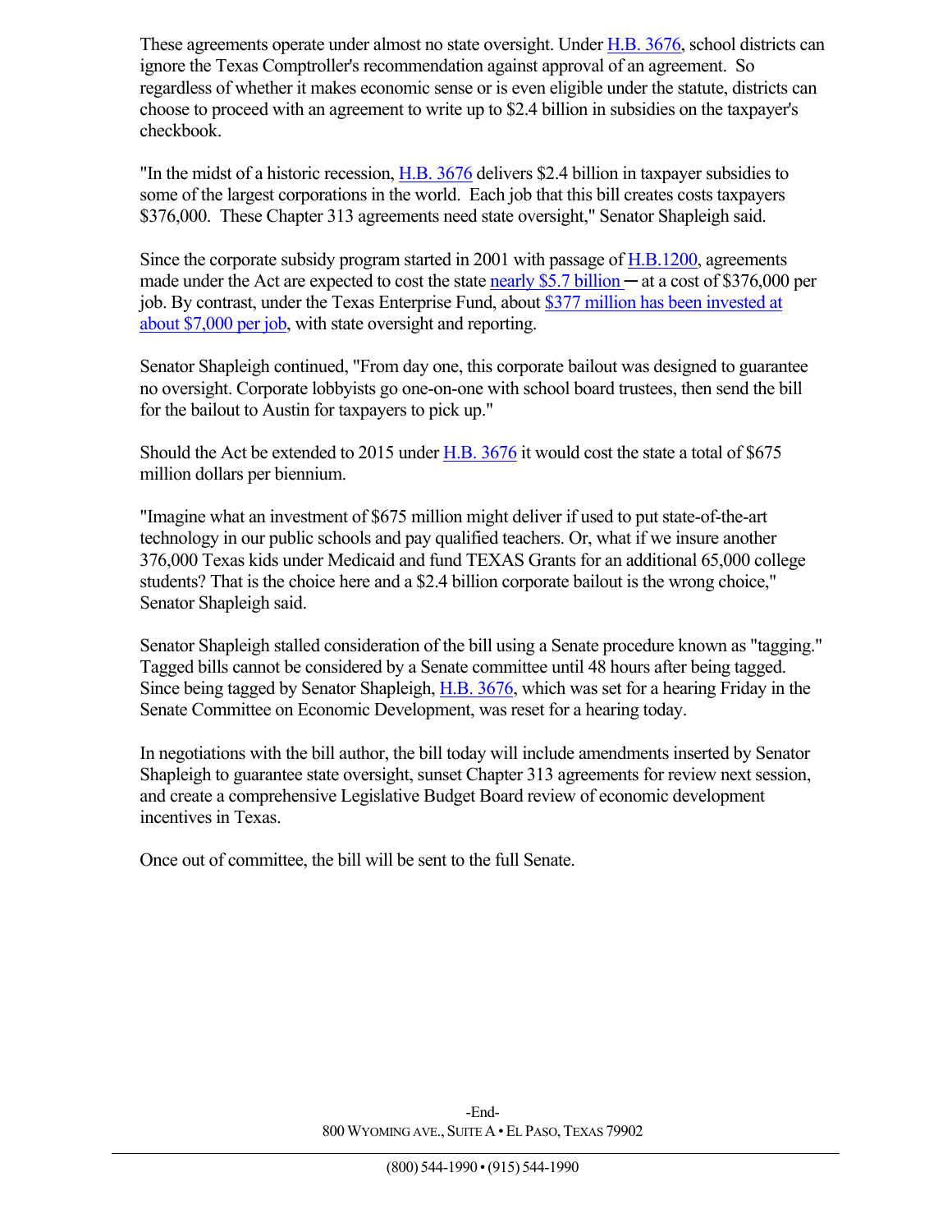These agreements operate under almost no state oversight. Under H.B. 3676, school districts can ignore the Texas Comptroller's recommendation against approval of an agreement. So regardless of whether it makes economic sense or is even eligible under the statute, districts can choose to proceed with an agreement to write up to $2.4 billion in subsidies on the taxpayer's checkbook.

"In the midst of a historic recession, H.B. 3676 delivers $2.4 billion in taxpayer subsidies to some of the largest corporations in the world. Each job that this bill creates costs taxpayers $376,000. These Chapter 313 agreements need state oversight," Senator Shapleigh said.

Since the corporate subsidy program started in 2001 with passage of H.B.1200, agreements made under the Act are expected to cost the state nearly $5.7 billion — at a cost of $376,000 per job. By contrast, under the Texas Enterprise Fund, about $377 million has been invested at about $7,000 per job, with state oversight and reporting.

Senator Shapleigh continued, "From day one, this corporate bailout was designed to guarantee no oversight. Corporate lobbyists go one-on-one with school board trustees, then send the bill for the bailout to Austin for taxpayers to pick up."

Should the Act be extended to 2015 under H.B. 3676 it would cost the state a total of $675 million dollars per biennium.

"Imagine what an investment of $675 million might deliver if used to put state-of-the-art technology in our public schools and pay qualified teachers. Or, what if we insure another 376,000 Texas kids under Medicaid and fund TEXAS Grants for an additional 65,000 college students? That is the choice here and a $2.4 billion corporate bailout is the wrong choice," Senator Shapleigh said.

Senator Shapleigh stalled consideration of the bill using a Senate procedure known as "tagging." Tagged bills cannot be considered by a Senate committee until 48 hours after being tagged. Since being tagged by Senator Shapleigh, H.B. 3676, which was set for a hearing Friday in the Senate Committee on Economic Development, was reset for a hearing today.

In negotiations with the bill author, the bill today will include amendments inserted by Senator Shapleigh to guarantee state oversight, sunset Chapter 313 agreements for review next session, and create a comprehensive Legislative Budget Board review of economic development incentives in Texas.

Once out of committee, the bill will be sent to the full Senate.

-End-

800 Wyoming Ave., Suite A • El Paso, Texas 79902

(800) 544-1990 • (915) 544-1990